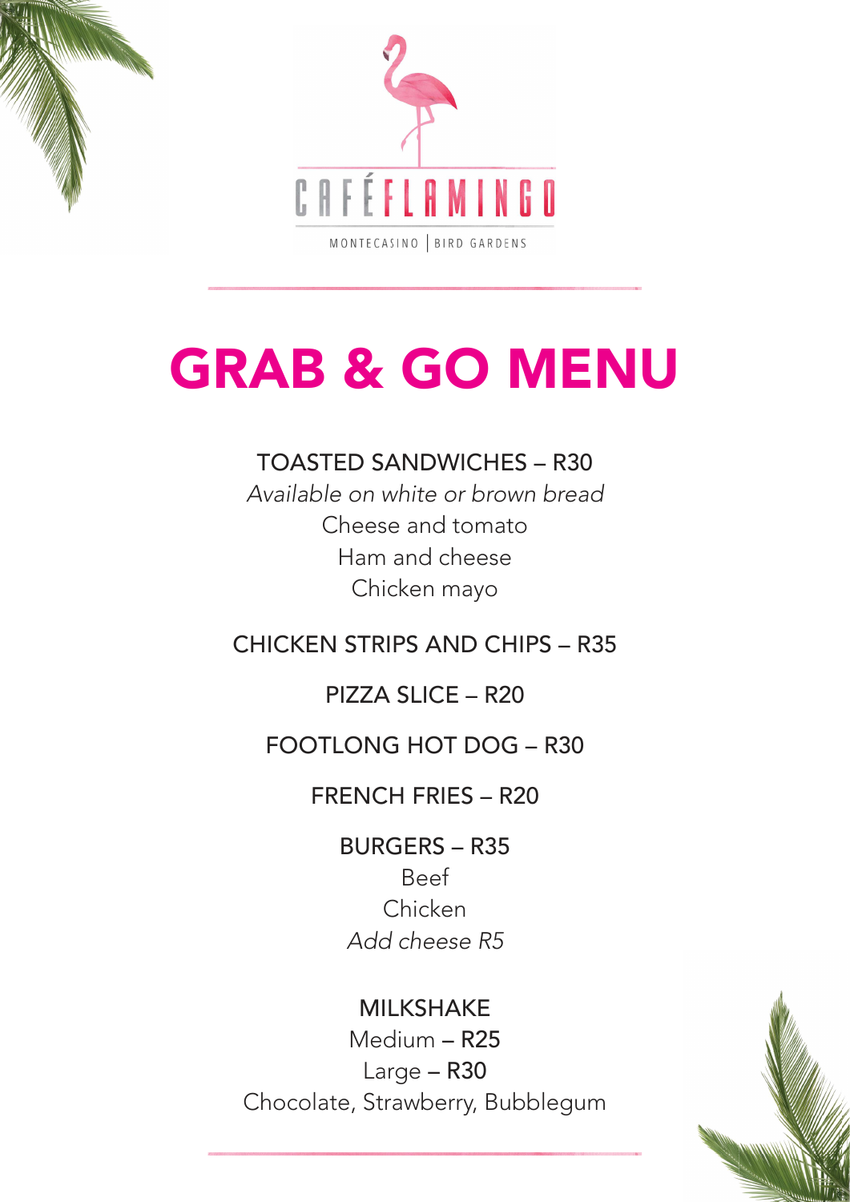CAFÉ FLAMINGO

MONTECASINO | BIRD GARDENS

# GRAB & GO MENU

## TOASTED SANDWICHES – R30

*Available on white or brown bread*

Cheese and tomato

Ham and cheese

Chicken mayo

## CHICKEN STRIPS AND CHIPS – R35

## PIZZA SLICE – R20

## FOOTLONG HOT DOG – R30

## FRENCH FRIES – R20

## BURGERS – R35

Beef

Chicken

*Add cheese R5*

## MILKSHAKE

Medium – R25

Large – R30

Chocolate, Strawberry, Bubblegum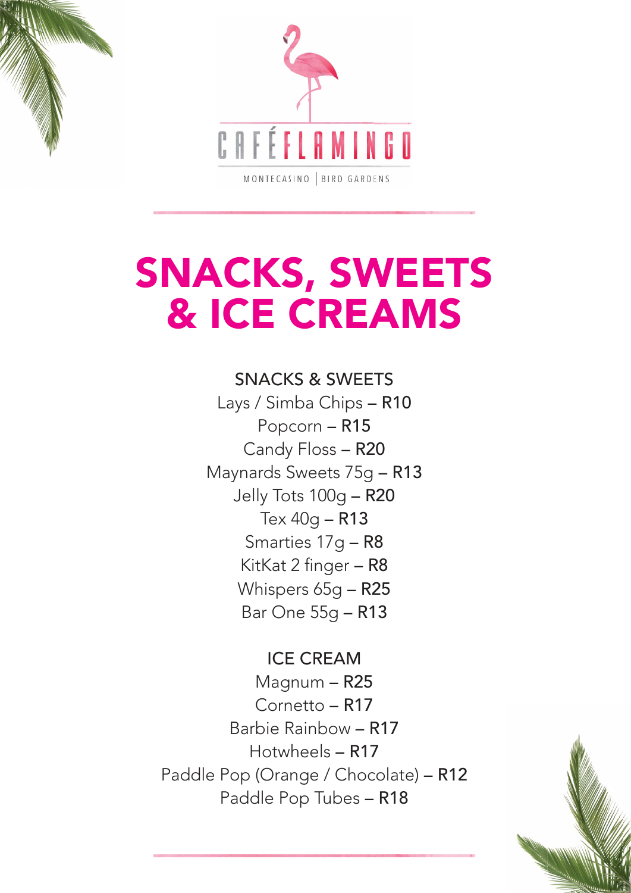CAFÉ FLAMINGO

MONTECASINO | BIRD GARDENS

# SNACKS, SWEETS & ICE CREAMS

## SNACKS & SWEETS

Lays / Simba Chips – **R10**
Popcorn – **R15**
Candy Floss – **R20**
Maynards Sweets 75g – **R13**
Jelly Tots 100g – **R20**
Tex 40g – **R13**
Smarties 17g – **R8**
KitKat 2 finger – **R8**
Whispers 65g – **R25**
Bar One 55g – **R13**

## ICE CREAM

Magnum – **R25**
Cornetto – **R17**
Barbie Rainbow – **R17**
Hotwheels – **R17**
Paddle Pop (Orange / Chocolate) – **R12**
Paddle Pop Tubes – **R18**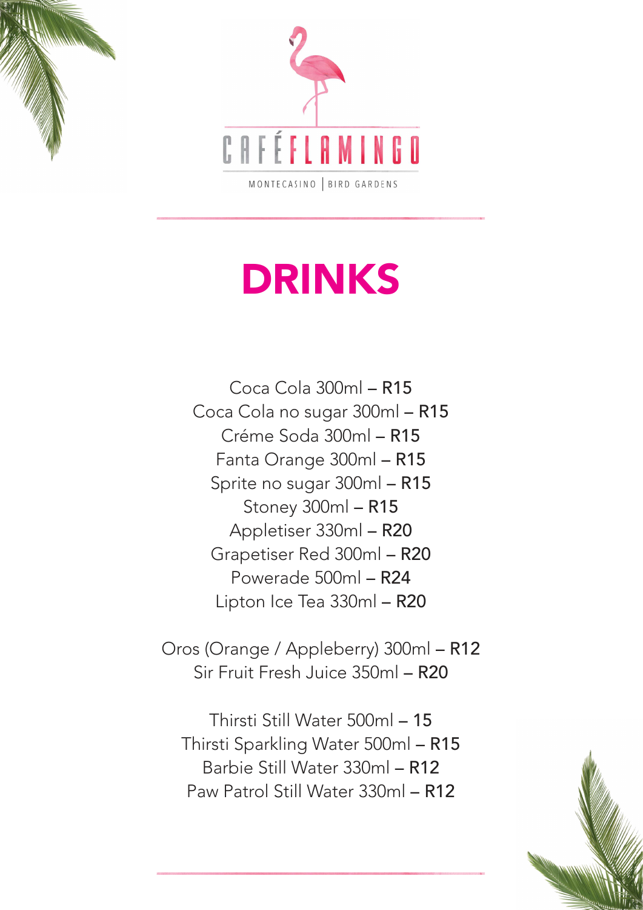CAFÉ FLAMINGO

MONTECASINO | BIRD GARDENS

# DRINKS

Coca Cola 300ml – **R15**
Coca Cola no sugar 300ml – **R15**
Créme Soda 300ml – **R15**
Fanta Orange 300ml – **R15**
Sprite no sugar 300ml – **R15**
Stoney 300ml – **R15**
Appletiser 330ml – **R20**
Grapetiser Red 300ml – **R20**
Powerade 500ml – **R24**
Lipton Ice Tea 330ml – **R20**

Oros (Orange / Appleberry) 300ml – **R12**
Sir Fruit Fresh Juice 350ml – **R20**

Thirsti Still Water 500ml – **15**
Thirsti Sparkling Water 500ml – **R15**
Barbie Still Water 330ml – **R12**
Paw Patrol Still Water 330ml – **R12**